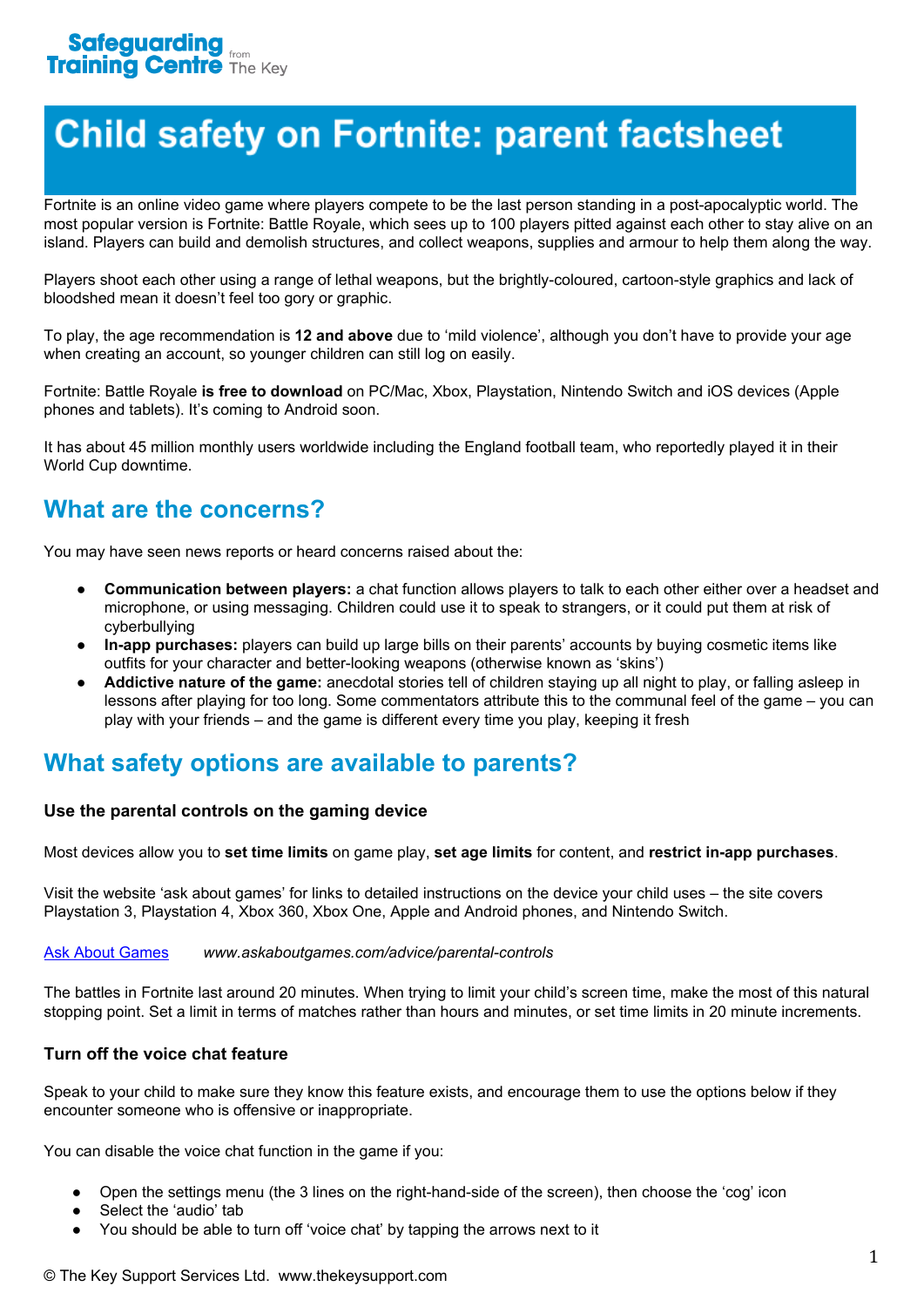Safeguarding Training Centre from The Key

# Child safety on Fortnite: parent factsheet

Fortnite is an online video game where players compete to be the last person standing in a post-apocalyptic world. The most popular version is Fortnite: Battle Royale, which sees up to 100 players pitted against each other to stay alive on an island. Players can build and demolish structures, and collect weapons, supplies and armour to help them along the way.

Players shoot each other using a range of lethal weapons, but the brightly-coloured, cartoon-style graphics and lack of bloodshed mean it doesn't feel too gory or graphic.

To play, the age recommendation is **12 and above** due to 'mild violence', although you don't have to provide your age when creating an account, so younger children can still log on easily.

Fortnite: Battle Royale **is free to download** on PC/Mac, Xbox, Playstation, Nintendo Switch and iOS devices (Apple phones and tablets). It's coming to Android soon.

It has about 45 million monthly users worldwide including the England football team, who reportedly played it in their World Cup downtime.

## What are the concerns?

You may have seen news reports or heard concerns raised about the:

- **Communication between players:** a chat function allows players to talk to each other either over a headset and microphone, or using messaging. Children could use it to speak to strangers, or it could put them at risk of cyberbullying
- **In-app purchases:** players can build up large bills on their parents' accounts by buying cosmetic items like outfits for your character and better-looking weapons (otherwise known as 'skins')
- **Addictive nature of the game:** anecdotal stories tell of children staying up all night to play, or falling asleep in lessons after playing for too long. Some commentators attribute this to the communal feel of the game – you can play with your friends – and the game is different every time you play, keeping it fresh

## What safety options are available to parents?

### Use the parental controls on the gaming device

Most devices allow you to **set time limits** on game play, **set age limits** for content, and **restrict in-app purchases**.

Visit the website 'ask about games' for links to detailed instructions on the device your child uses – the site covers Playstation 3, Playstation 4, Xbox 360, Xbox One, Apple and Android phones, and Nintendo Switch.

Ask About Games *www.askaboutgames.com/advice/parental-controls*

The battles in Fortnite last around 20 minutes. When trying to limit your child's screen time, make the most of this natural stopping point. Set a limit in terms of matches rather than hours and minutes, or set time limits in 20 minute increments.

### Turn off the voice chat feature

Speak to your child to make sure they know this feature exists, and encourage them to use the options below if they encounter someone who is offensive or inappropriate.

You can disable the voice chat function in the game if you:

- Open the settings menu (the 3 lines on the right-hand-side of the screen), then choose the 'cog' icon
- Select the 'audio' tab
- You should be able to turn off 'voice chat' by tapping the arrows next to it

© The Key Support Services Ltd. www.thekeysupport.com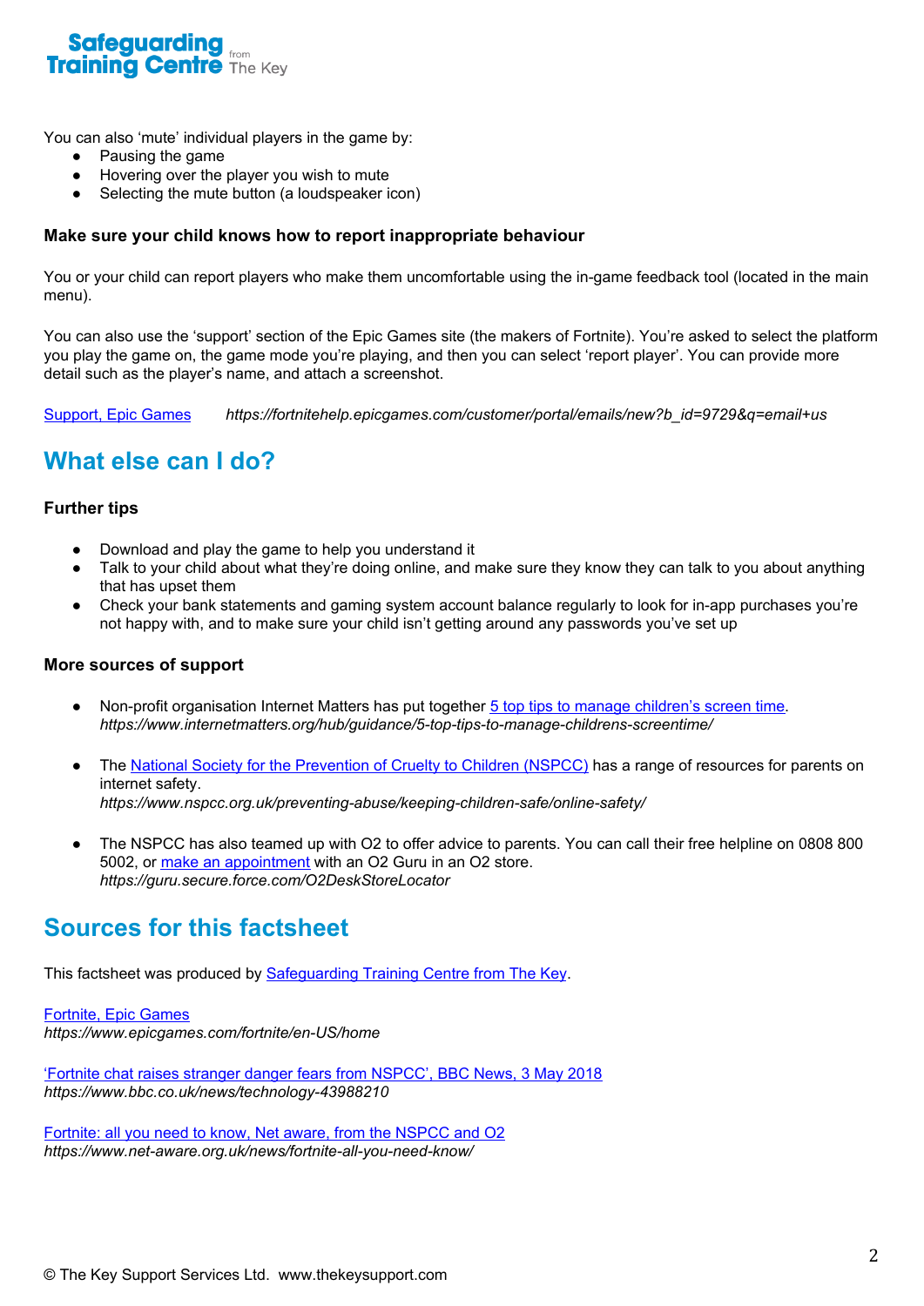You can also 'mute' individual players in the game by:

- Pausing the game
- Hovering over the player you wish to mute
- Selecting the mute button (a loudspeaker icon)

**Make sure your child knows how to report inappropriate behaviour**

You or your child can report players who make them uncomfortable using the in-game feedback tool (located in the main menu).

You can also use the 'support' section of the Epic Games site (the makers of Fortnite). You're asked to select the platform you play the game on, the game mode you're playing, and then you can select 'report player'. You can provide more detail such as the player's name, and attach a screenshot.

Support, Epic Games *https://fortnitehelp.epicgames.com/customer/portal/emails/new?b_id=9729&q=email+us*

## What else can I do?

**Further tips**

- Download and play the game to help you understand it
- Talk to your child about what they're doing online, and make sure they know they can talk to you about anything that has upset them
- Check your bank statements and gaming system account balance regularly to look for in-app purchases you're not happy with, and to make sure your child isn't getting around any passwords you've set up

**More sources of support**

- Non-profit organisation Internet Matters has put together 5 top tips to manage children's screen time.
  *https://www.internetmatters.org/hub/guidance/5-top-tips-to-manage-childrens-screentime/*

- The National Society for the Prevention of Cruelty to Children (NSPCC) has a range of resources for parents on internet safety.
  *https://www.nspcc.org.uk/preventing-abuse/keeping-children-safe/online-safety/*

- The NSPCC has also teamed up with O2 to offer advice to parents. You can call their free helpline on 0808 800 5002, or make an appointment with an O2 Guru in an O2 store.
  *https://guru.secure.force.com/O2DeskStoreLocator*

## Sources for this factsheet

This factsheet was produced by Safeguarding Training Centre from The Key.

Fortnite, Epic Games
*https://www.epicgames.com/fortnite/en-US/home*

'Fortnite chat raises stranger danger fears from NSPCC', BBC News, 3 May 2018
*https://www.bbc.co.uk/news/technology-43988210*

Fortnite: all you need to know, Net aware, from the NSPCC and O2
*https://www.net-aware.org.uk/news/fortnite-all-you-need-know/*

© The Key Support Services Ltd. www.thekeysupport.com